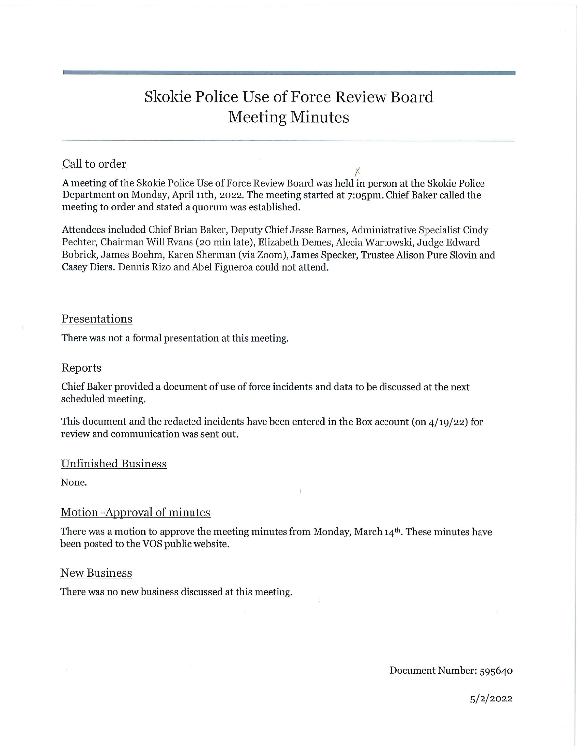# Skokie Police Use of Force Review Board
# Meeting Minutes

## Call to order

A meeting of the Skokie Police Use of Force Review Board was held in person at the Skokie Police Department on Monday, April 11th, 2022. The meeting started at 7:05pm. Chief Baker called the meeting to order and stated a quorum was established.

Attendees included Chief Brian Baker, Deputy Chief Jesse Barnes, Administrative Specialist Cindy Pechter, Chairman Will Evans (20 min late), Elizabeth Demes, Alecia Wartowski, Judge Edward Bobrick, James Boehm, Karen Sherman (via Zoom), James Specker, Trustee Alison Pure Slovin and Casey Diers. Dennis Rizo and Abel Figueroa could not attend.

## Presentations

There was not a formal presentation at this meeting.

## Reports

Chief Baker provided a document of use of force incidents and data to be discussed at the next scheduled meeting.

This document and the redacted incidents have been entered in the Box account (on 4/19/22) for review and communication was sent out.

## Unfinished Business

None.

## Motion -Approval of minutes

There was a motion to approve the meeting minutes from Monday, March 14th. These minutes have been posted to the VOS public website.

## New Business

There was no new business discussed at this meeting.

Document Number: 595640

5/2/2022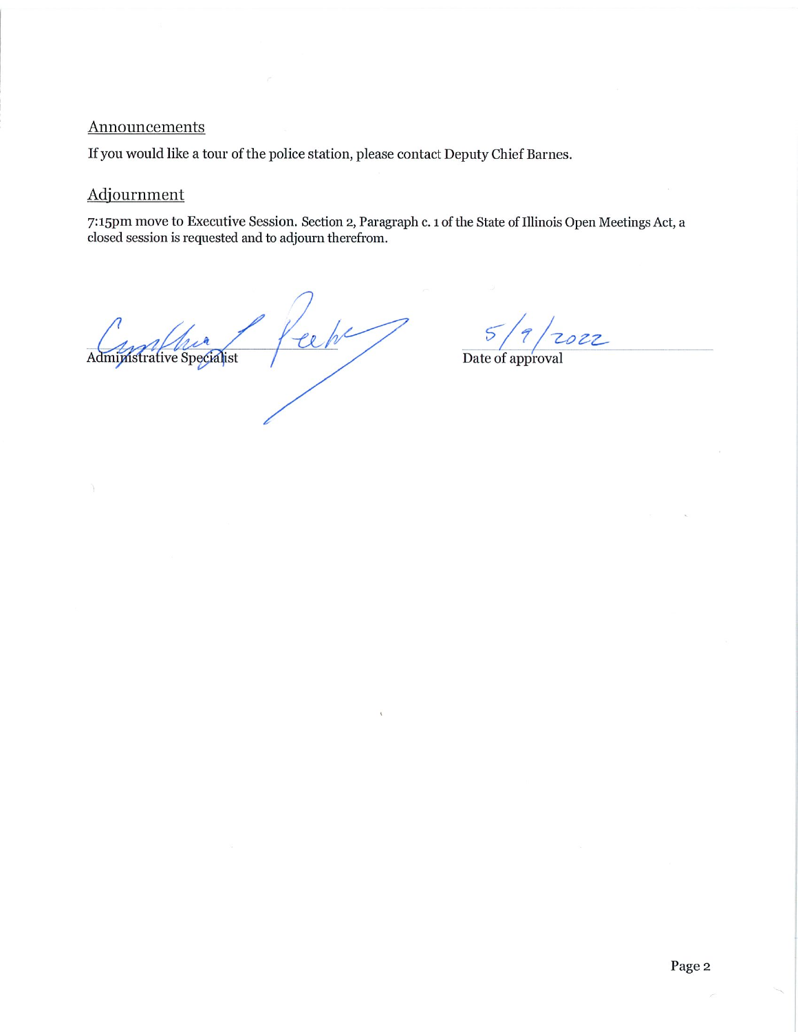## Announcements

If you would like a tour of the police station, please contact Deputy Chief Barnes.

## Adjournment

7:15pm move to Executive Session. Section 2, Paragraph c. 1 of the State of Illinois Open Meetings Act, a closed session is requested and to adjourn therefrom.

Administrative Specialist

5/9/2022
Date of approval